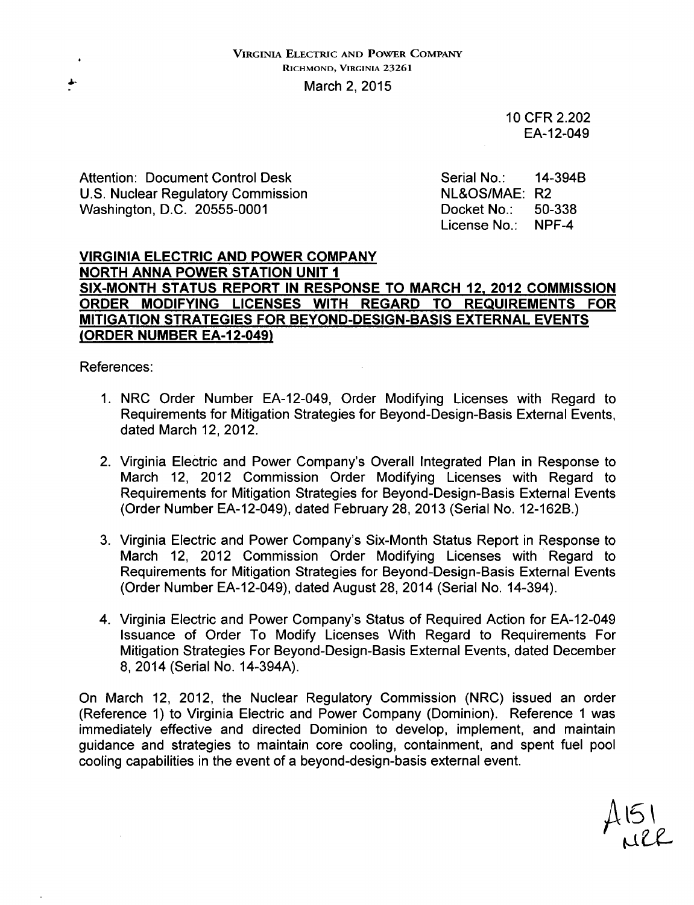VIRGINIA ELECTRIC AND POWER COMPANY
RICHMOND, VIRGINIA 23261

March 2, 2015

10 CFR 2.202
EA-12-049

Attention: Document Control Desk
U.S. Nuclear Regulatory Commission
Washington, D.C. 20555-0001

Serial No.: 14-394B
NL&OS/MAE: R2
Docket No.: 50-338
License No.: NPF-4

**VIRGINIA ELECTRIC AND POWER COMPANY**
**NORTH ANNA POWER STATION UNIT 1**
**SIX-MONTH STATUS REPORT IN RESPONSE TO MARCH 12, 2012 COMMISSION ORDER MODIFYING LICENSES WITH REGARD TO REQUIREMENTS FOR MITIGATION STRATEGIES FOR BEYOND-DESIGN-BASIS EXTERNAL EVENTS (ORDER NUMBER EA-12-049)**

References:

1. NRC Order Number EA-12-049, Order Modifying Licenses with Regard to Requirements for Mitigation Strategies for Beyond-Design-Basis External Events, dated March 12, 2012.
2. Virginia Electric and Power Company's Overall Integrated Plan in Response to March 12, 2012 Commission Order Modifying Licenses with Regard to Requirements for Mitigation Strategies for Beyond-Design-Basis External Events (Order Number EA-12-049), dated February 28, 2013 (Serial No. 12-162B.)
3. Virginia Electric and Power Company's Six-Month Status Report in Response to March 12, 2012 Commission Order Modifying Licenses with Regard to Requirements for Mitigation Strategies for Beyond-Design-Basis External Events (Order Number EA-12-049), dated August 28, 2014 (Serial No. 14-394).
4. Virginia Electric and Power Company's Status of Required Action for EA-12-049 Issuance of Order To Modify Licenses With Regard to Requirements For Mitigation Strategies For Beyond-Design-Basis External Events, dated December 8, 2014 (Serial No. 14-394A).

On March 12, 2012, the Nuclear Regulatory Commission (NRC) issued an order (Reference 1) to Virginia Electric and Power Company (Dominion). Reference 1 was immediately effective and directed Dominion to develop, implement, and maintain guidance and strategies to maintain core cooling, containment, and spent fuel pool cooling capabilities in the event of a beyond-design-basis external event.

A151
NRR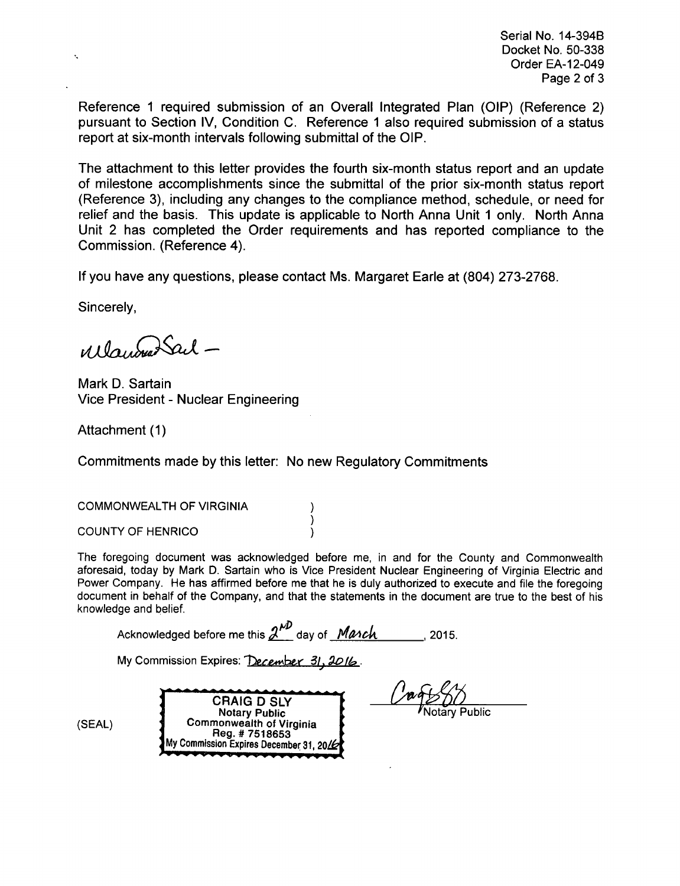Reference 1 required submission of an Overall Integrated Plan (OIP) (Reference 2) pursuant to Section IV, Condition C. Reference 1 also required submission of a status report at six-month intervals following submittal of the OIP.

The attachment to this letter provides the fourth six-month status report and an update of milestone accomplishments since the submittal of the prior six-month status report (Reference 3), including any changes to the compliance method, schedule, or need for relief and the basis. This update is applicable to North Anna Unit 1 only. North Anna Unit 2 has completed the Order requirements and has reported compliance to the Commission. (Reference 4).

If you have any questions, please contact Ms. Margaret Earle at (804) 273-2768.

Sincerely,

Mark D. Sartain
Vice President - Nuclear Engineering

Attachment (1)

Commitments made by this letter: No new Regulatory Commitments

COMMONWEALTH OF VIRGINIA )
)
COUNTY OF HENRICO )

The foregoing document was acknowledged before me, in and for the County and Commonwealth aforesaid, today by Mark D. Sartain who is Vice President Nuclear Engineering of Virginia Electric and Power Company. He has affirmed before me that he is duly authorized to execute and file the foregoing document in behalf of the Company, and that the statements in the document are true to the best of his knowledge and belief.

Acknowledged before me this 2ND day of March, 2015.

My Commission Expires: December 31, 2016.

(SEAL)

CRAIG D SLY
Notary Public
Commonwealth of Virginia
Reg. # 7518653
My Commission Expires December 31, 2016

Notary Public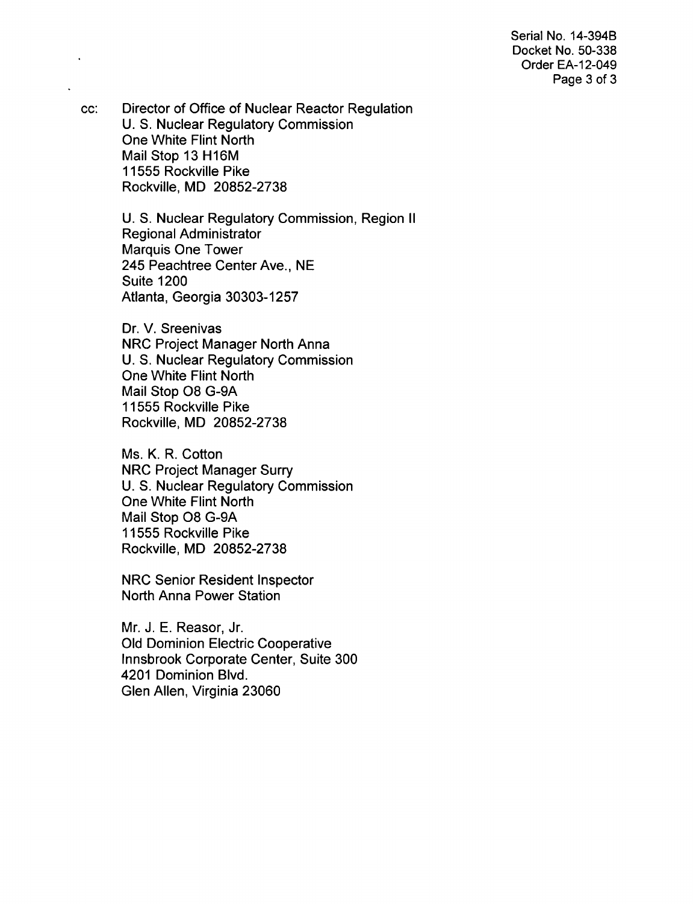cc: Director of Office of Nuclear Reactor Regulation
U. S. Nuclear Regulatory Commission
One White Flint North
Mail Stop 13 H16M
11555 Rockville Pike
Rockville, MD 20852-2738

U. S. Nuclear Regulatory Commission, Region II
Regional Administrator
Marquis One Tower
245 Peachtree Center Ave., NE
Suite 1200
Atlanta, Georgia 30303-1257

Dr. V. Sreenivas
NRC Project Manager North Anna
U. S. Nuclear Regulatory Commission
One White Flint North
Mail Stop O8 G-9A
11555 Rockville Pike
Rockville, MD 20852-2738

Ms. K. R. Cotton
NRC Project Manager Surry
U. S. Nuclear Regulatory Commission
One White Flint North
Mail Stop O8 G-9A
11555 Rockville Pike
Rockville, MD 20852-2738

NRC Senior Resident Inspector
North Anna Power Station

Mr. J. E. Reasor, Jr.
Old Dominion Electric Cooperative
Innsbrook Corporate Center, Suite 300
4201 Dominion Blvd.
Glen Allen, Virginia 23060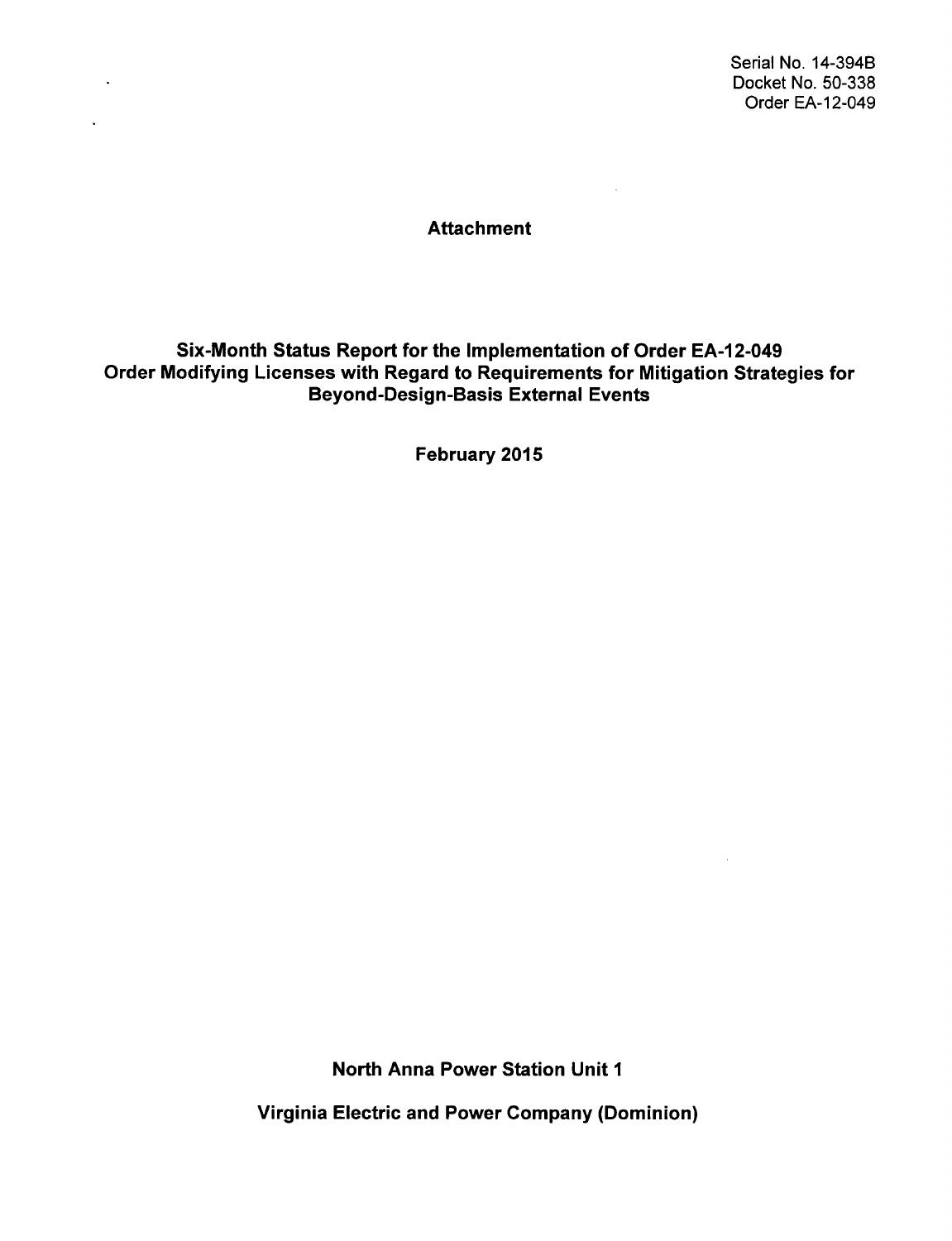Serial No. 14-394B
Docket No. 50-338
Order EA-12-049

**Attachment**

# Six-Month Status Report for the Implementation of Order EA-12-049 Order Modifying Licenses with Regard to Requirements for Mitigation Strategies for Beyond-Design-Basis External Events

**February 2015**

**North Anna Power Station Unit 1**

**Virginia Electric and Power Company (Dominion)**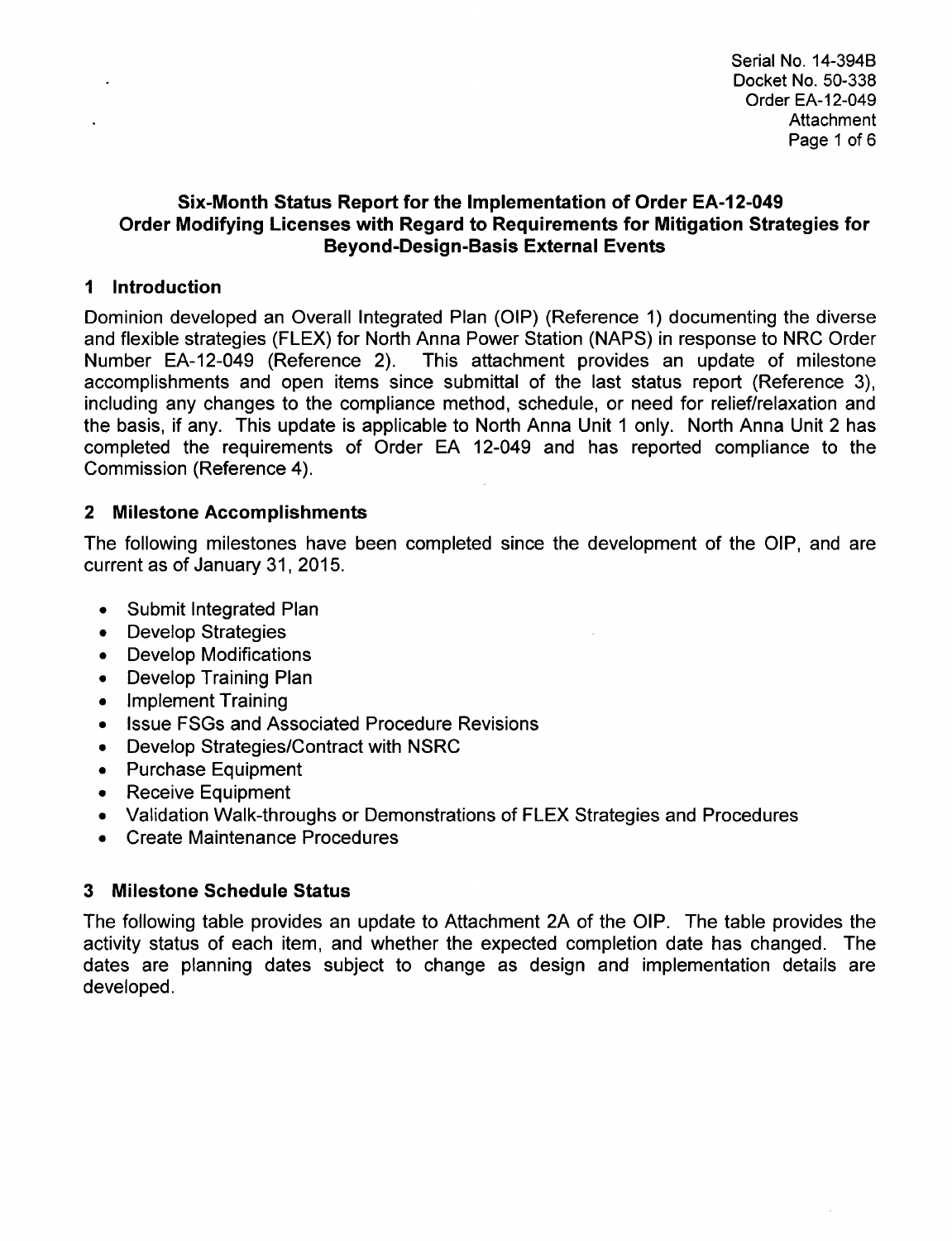## Six-Month Status Report for the Implementation of Order EA-12-049 Order Modifying Licenses with Regard to Requirements for Mitigation Strategies for Beyond-Design-Basis External Events

### 1 Introduction

Dominion developed an Overall Integrated Plan (OIP) (Reference 1) documenting the diverse and flexible strategies (FLEX) for North Anna Power Station (NAPS) in response to NRC Order Number EA-12-049 (Reference 2). This attachment provides an update of milestone accomplishments and open items since submittal of the last status report (Reference 3), including any changes to the compliance method, schedule, or need for relief/relaxation and the basis, if any. This update is applicable to North Anna Unit 1 only. North Anna Unit 2 has completed the requirements of Order EA 12-049 and has reported compliance to the Commission (Reference 4).

### 2 Milestone Accomplishments

The following milestones have been completed since the development of the OIP, and are current as of January 31, 2015.

- Submit Integrated Plan
- Develop Strategies
- Develop Modifications
- Develop Training Plan
- Implement Training
- Issue FSGs and Associated Procedure Revisions
- Develop Strategies/Contract with NSRC
- Purchase Equipment
- Receive Equipment
- Validation Walk-throughs or Demonstrations of FLEX Strategies and Procedures
- Create Maintenance Procedures

### 3 Milestone Schedule Status

The following table provides an update to Attachment 2A of the OIP. The table provides the activity status of each item, and whether the expected completion date has changed. The dates are planning dates subject to change as design and implementation details are developed.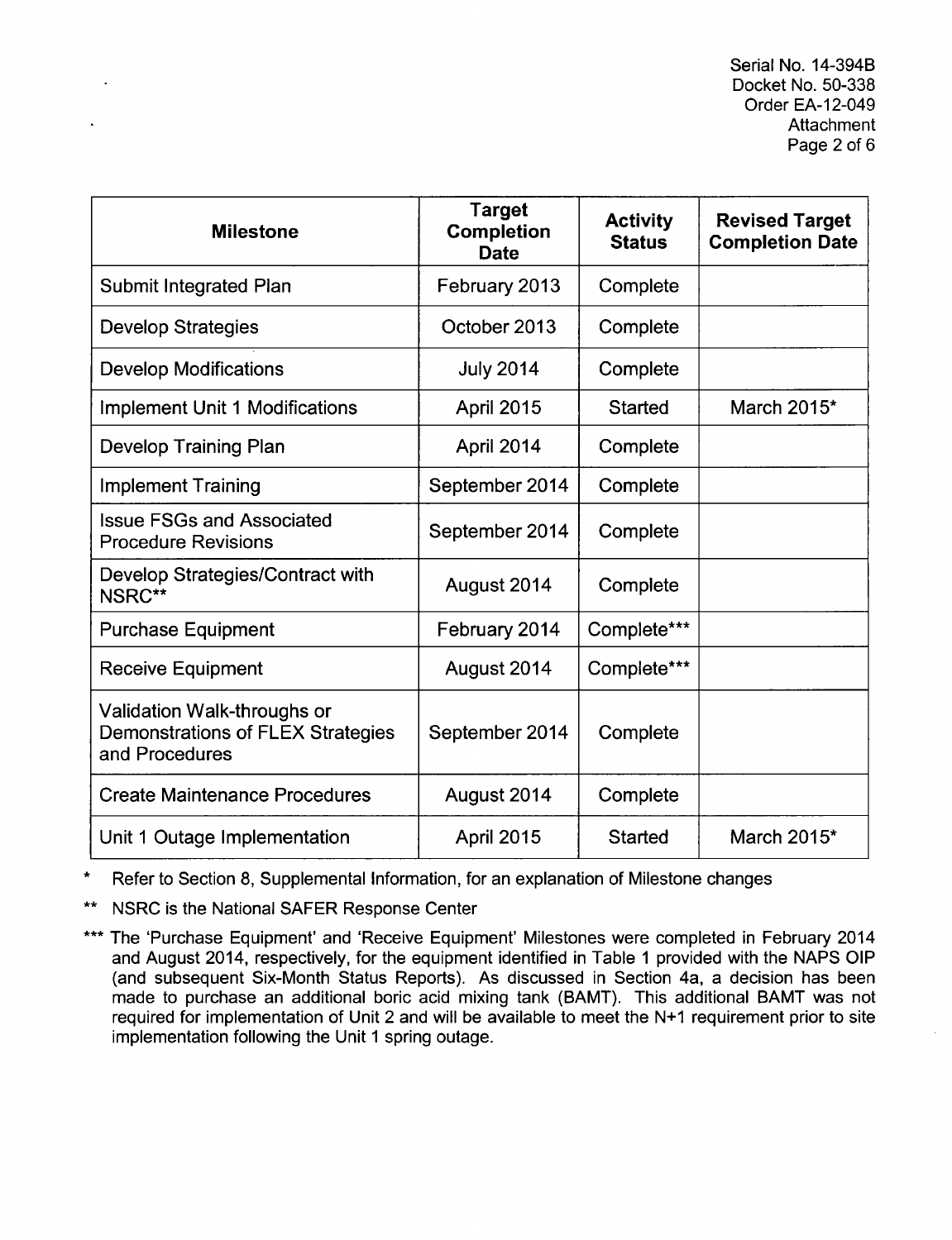| Milestone | Target Completion Date | Activity Status | Revised Target Completion Date |
|---|---|---|---|
| Submit Integrated Plan | February 2013 | Complete | |
| Develop Strategies | October 2013 | Complete | |
| Develop Modifications | July 2014 | Complete | |
| Implement Unit 1 Modifications | April 2015 | Started | March 2015* |
| Develop Training Plan | April 2014 | Complete | |
| Implement Training | September 2014 | Complete | |
| Issue FSGs and Associated Procedure Revisions | September 2014 | Complete | |
| Develop Strategies/Contract with NSRC** | August 2014 | Complete | |
| Purchase Equipment | February 2014 | Complete*** | |
| Receive Equipment | August 2014 | Complete*** | |
| Validation Walk-throughs or Demonstrations of FLEX Strategies and Procedures | September 2014 | Complete | |
| Create Maintenance Procedures | August 2014 | Complete | |
| Unit 1 Outage Implementation | April 2015 | Started | March 2015* |

\* Refer to Section 8, Supplemental Information, for an explanation of Milestone changes

** NSRC is the National SAFER Response Center

*** The 'Purchase Equipment' and 'Receive Equipment' Milestones were completed in February 2014 and August 2014, respectively, for the equipment identified in Table 1 provided with the NAPS OIP (and subsequent Six-Month Status Reports). As discussed in Section 4a, a decision has been made to purchase an additional boric acid mixing tank (BAMT). This additional BAMT was not required for implementation of Unit 2 and will be available to meet the N+1 requirement prior to site implementation following the Unit 1 spring outage.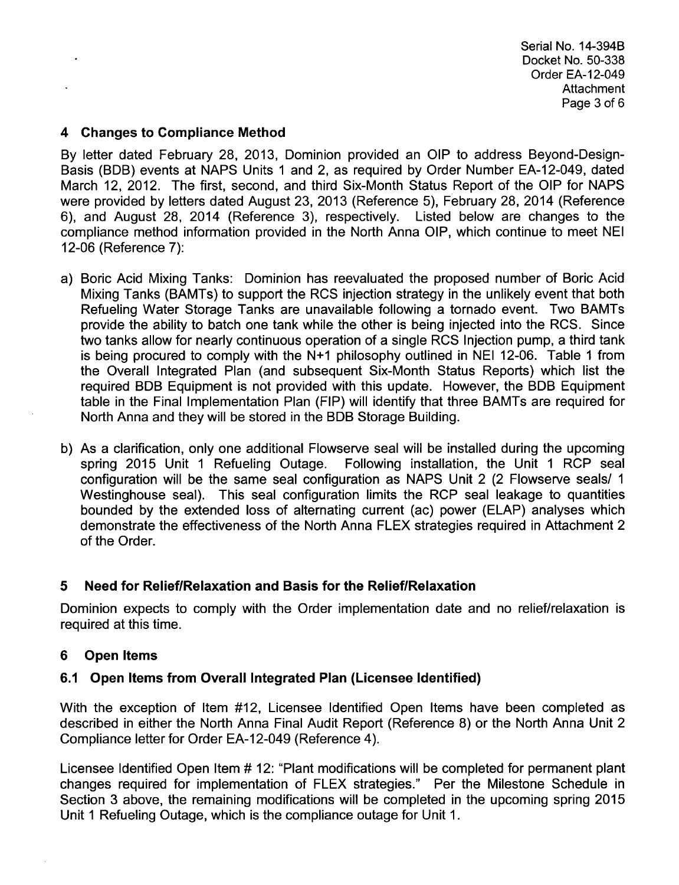## 4 Changes to Compliance Method

By letter dated February 28, 2013, Dominion provided an OIP to address Beyond-Design-Basis (BDB) events at NAPS Units 1 and 2, as required by Order Number EA-12-049, dated March 12, 2012. The first, second, and third Six-Month Status Report of the OIP for NAPS were provided by letters dated August 23, 2013 (Reference 5), February 28, 2014 (Reference 6), and August 28, 2014 (Reference 3), respectively. Listed below are changes to the compliance method information provided in the North Anna OIP, which continue to meet NEI 12-06 (Reference 7):

a) Boric Acid Mixing Tanks: Dominion has reevaluated the proposed number of Boric Acid Mixing Tanks (BAMTs) to support the RCS injection strategy in the unlikely event that both Refueling Water Storage Tanks are unavailable following a tornado event. Two BAMTs provide the ability to batch one tank while the other is being injected into the RCS. Since two tanks allow for nearly continuous operation of a single RCS Injection pump, a third tank is being procured to comply with the N+1 philosophy outlined in NEI 12-06. Table 1 from the Overall Integrated Plan (and subsequent Six-Month Status Reports) which list the required BDB Equipment is not provided with this update. However, the BDB Equipment table in the Final Implementation Plan (FIP) will identify that three BAMTs are required for North Anna and they will be stored in the BDB Storage Building.

b) As a clarification, only one additional Flowserve seal will be installed during the upcoming spring 2015 Unit 1 Refueling Outage. Following installation, the Unit 1 RCP seal configuration will be the same seal configuration as NAPS Unit 2 (2 Flowserve seals/ 1 Westinghouse seal). This seal configuration limits the RCP seal leakage to quantities bounded by the extended loss of alternating current (ac) power (ELAP) analyses which demonstrate the effectiveness of the North Anna FLEX strategies required in Attachment 2 of the Order.

## 5 Need for Relief/Relaxation and Basis for the Relief/Relaxation

Dominion expects to comply with the Order implementation date and no relief/relaxation is required at this time.

## 6 Open Items

### 6.1 Open Items from Overall Integrated Plan (Licensee Identified)

With the exception of Item #12, Licensee Identified Open Items have been completed as described in either the North Anna Final Audit Report (Reference 8) or the North Anna Unit 2 Compliance letter for Order EA-12-049 (Reference 4).

Licensee Identified Open Item # 12: "Plant modifications will be completed for permanent plant changes required for implementation of FLEX strategies." Per the Milestone Schedule in Section 3 above, the remaining modifications will be completed in the upcoming spring 2015 Unit 1 Refueling Outage, which is the compliance outage for Unit 1.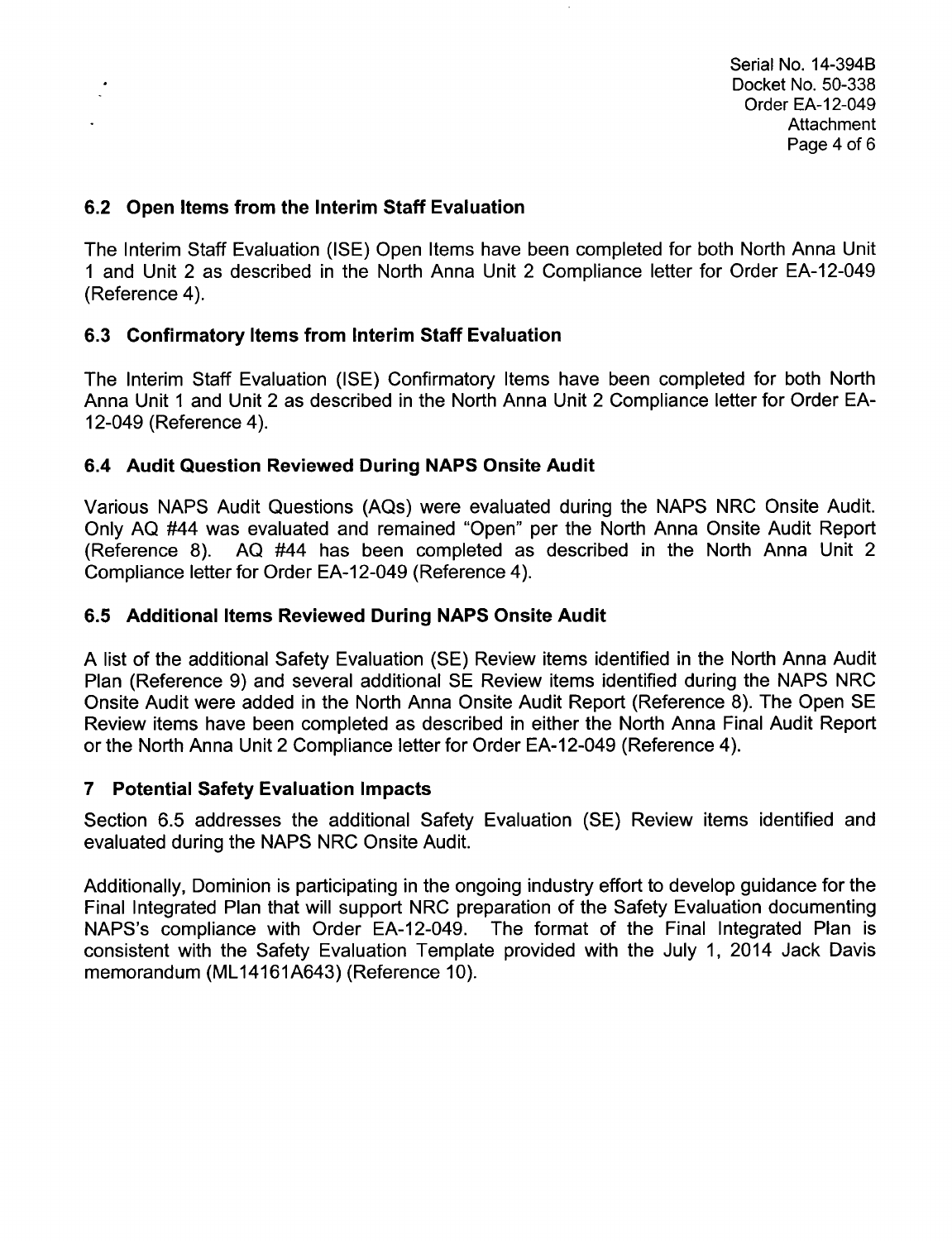## 6.2 Open Items from the Interim Staff Evaluation

The Interim Staff Evaluation (ISE) Open Items have been completed for both North Anna Unit 1 and Unit 2 as described in the North Anna Unit 2 Compliance letter for Order EA-12-049 (Reference 4).

## 6.3 Confirmatory Items from Interim Staff Evaluation

The Interim Staff Evaluation (ISE) Confirmatory Items have been completed for both North Anna Unit 1 and Unit 2 as described in the North Anna Unit 2 Compliance letter for Order EA-12-049 (Reference 4).

## 6.4 Audit Question Reviewed During NAPS Onsite Audit

Various NAPS Audit Questions (AQs) were evaluated during the NAPS NRC Onsite Audit. Only AQ #44 was evaluated and remained "Open" per the North Anna Onsite Audit Report (Reference 8). AQ #44 has been completed as described in the North Anna Unit 2 Compliance letter for Order EA-12-049 (Reference 4).

## 6.5 Additional Items Reviewed During NAPS Onsite Audit

A list of the additional Safety Evaluation (SE) Review items identified in the North Anna Audit Plan (Reference 9) and several additional SE Review items identified during the NAPS NRC Onsite Audit were added in the North Anna Onsite Audit Report (Reference 8). The Open SE Review items have been completed as described in either the North Anna Final Audit Report or the North Anna Unit 2 Compliance letter for Order EA-12-049 (Reference 4).

# 7 Potential Safety Evaluation Impacts

Section 6.5 addresses the additional Safety Evaluation (SE) Review items identified and evaluated during the NAPS NRC Onsite Audit.

Additionally, Dominion is participating in the ongoing industry effort to develop guidance for the Final Integrated Plan that will support NRC preparation of the Safety Evaluation documenting NAPS's compliance with Order EA-12-049. The format of the Final Integrated Plan is consistent with the Safety Evaluation Template provided with the July 1, 2014 Jack Davis memorandum (ML14161A643) (Reference 10).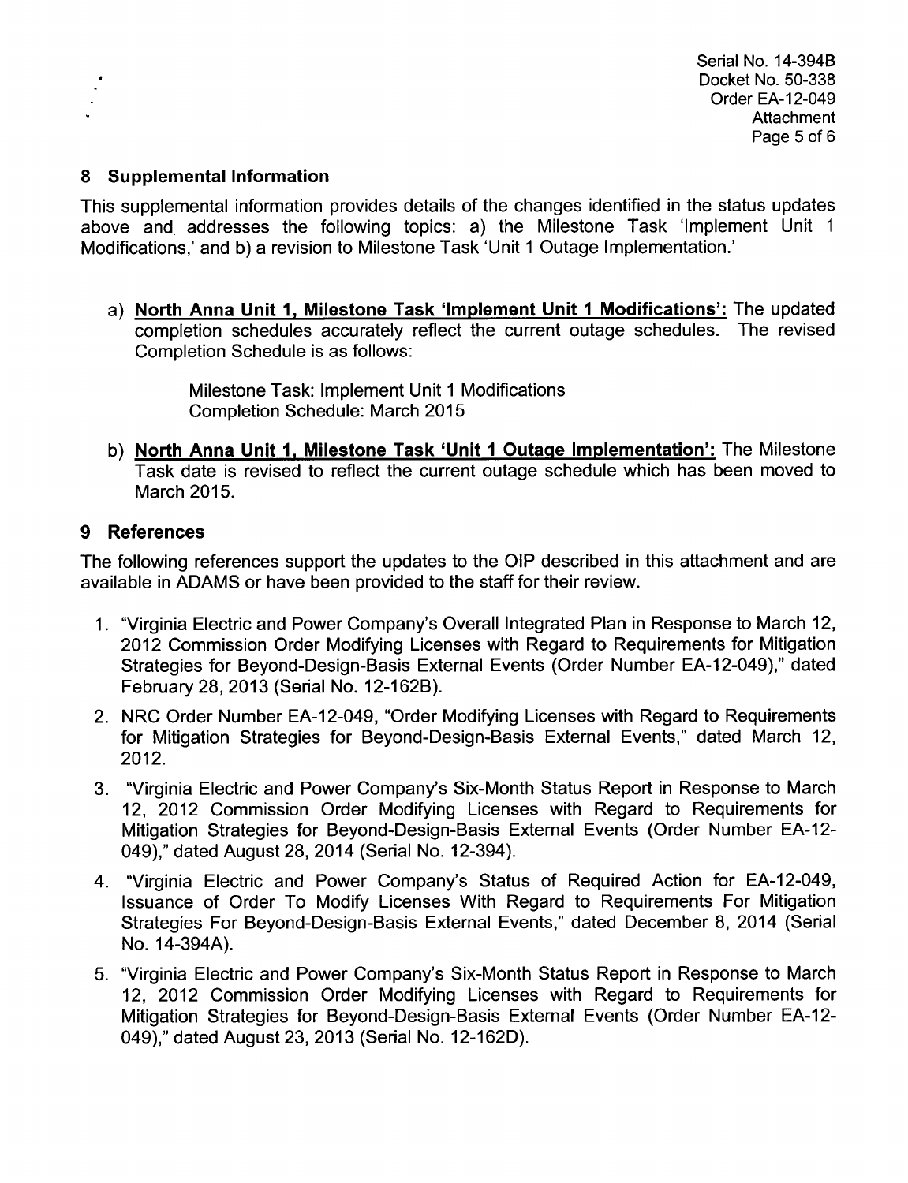## 8 Supplemental Information

This supplemental information provides details of the changes identified in the status updates above and addresses the following topics: a) the Milestone Task 'Implement Unit 1 Modifications,' and b) a revision to Milestone Task 'Unit 1 Outage Implementation.'

a) **North Anna Unit 1, Milestone Task 'Implement Unit 1 Modifications':** The updated completion schedules accurately reflect the current outage schedules. The revised Completion Schedule is as follows:

   Milestone Task: Implement Unit 1 Modifications
   Completion Schedule: March 2015

b) **North Anna Unit 1, Milestone Task 'Unit 1 Outage Implementation':** The Milestone Task date is revised to reflect the current outage schedule which has been moved to March 2015.

## 9 References

The following references support the updates to the OIP described in this attachment and are available in ADAMS or have been provided to the staff for their review.

1. "Virginia Electric and Power Company's Overall Integrated Plan in Response to March 12, 2012 Commission Order Modifying Licenses with Regard to Requirements for Mitigation Strategies for Beyond-Design-Basis External Events (Order Number EA-12-049)," dated February 28, 2013 (Serial No. 12-162B).
2. NRC Order Number EA-12-049, "Order Modifying Licenses with Regard to Requirements for Mitigation Strategies for Beyond-Design-Basis External Events," dated March 12, 2012.
3. "Virginia Electric and Power Company's Six-Month Status Report in Response to March 12, 2012 Commission Order Modifying Licenses with Regard to Requirements for Mitigation Strategies for Beyond-Design-Basis External Events (Order Number EA-12-049)," dated August 28, 2014 (Serial No. 12-394).
4. "Virginia Electric and Power Company's Status of Required Action for EA-12-049, Issuance of Order To Modify Licenses With Regard to Requirements For Mitigation Strategies For Beyond-Design-Basis External Events," dated December 8, 2014 (Serial No. 14-394A).
5. "Virginia Electric and Power Company's Six-Month Status Report in Response to March 12, 2012 Commission Order Modifying Licenses with Regard to Requirements for Mitigation Strategies for Beyond-Design-Basis External Events (Order Number EA-12-049)," dated August 23, 2013 (Serial No. 12-162D).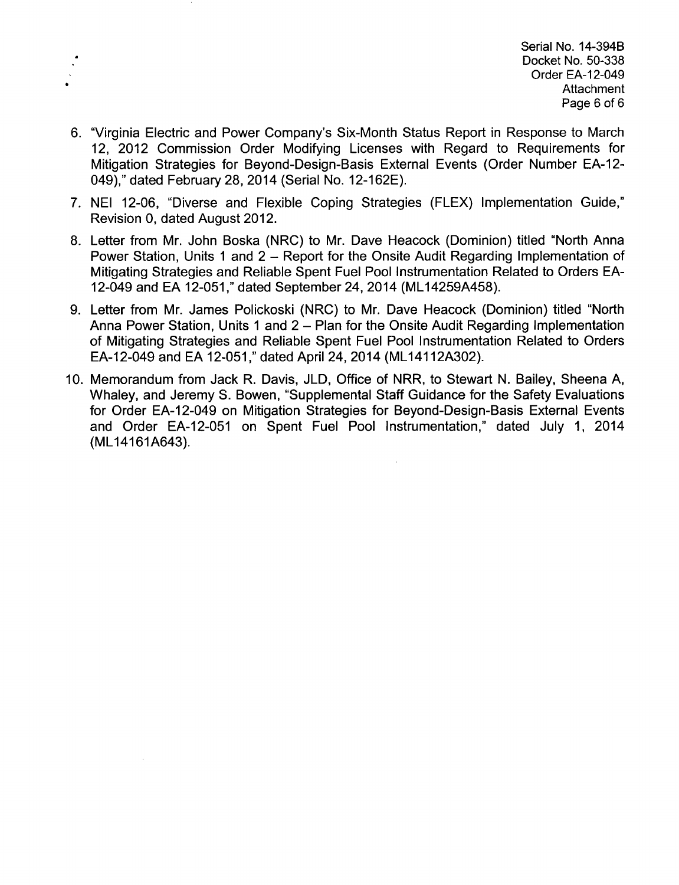6. "Virginia Electric and Power Company's Six-Month Status Report in Response to March 12, 2012 Commission Order Modifying Licenses with Regard to Requirements for Mitigation Strategies for Beyond-Design-Basis External Events (Order Number EA-12-049)," dated February 28, 2014 (Serial No. 12-162E).
7. NEI 12-06, "Diverse and Flexible Coping Strategies (FLEX) Implementation Guide," Revision 0, dated August 2012.
8. Letter from Mr. John Boska (NRC) to Mr. Dave Heacock (Dominion) titled "North Anna Power Station, Units 1 and 2 – Report for the Onsite Audit Regarding Implementation of Mitigating Strategies and Reliable Spent Fuel Pool Instrumentation Related to Orders EA-12-049 and EA 12-051," dated September 24, 2014 (ML14259A458).
9. Letter from Mr. James Polickoski (NRC) to Mr. Dave Heacock (Dominion) titled "North Anna Power Station, Units 1 and 2 – Plan for the Onsite Audit Regarding Implementation of Mitigating Strategies and Reliable Spent Fuel Pool Instrumentation Related to Orders EA-12-049 and EA 12-051," dated April 24, 2014 (ML14112A302).
10. Memorandum from Jack R. Davis, JLD, Office of NRR, to Stewart N. Bailey, Sheena A, Whaley, and Jeremy S. Bowen, "Supplemental Staff Guidance for the Safety Evaluations for Order EA-12-049 on Mitigation Strategies for Beyond-Design-Basis External Events and Order EA-12-051 on Spent Fuel Pool Instrumentation," dated July 1, 2014 (ML14161A643).